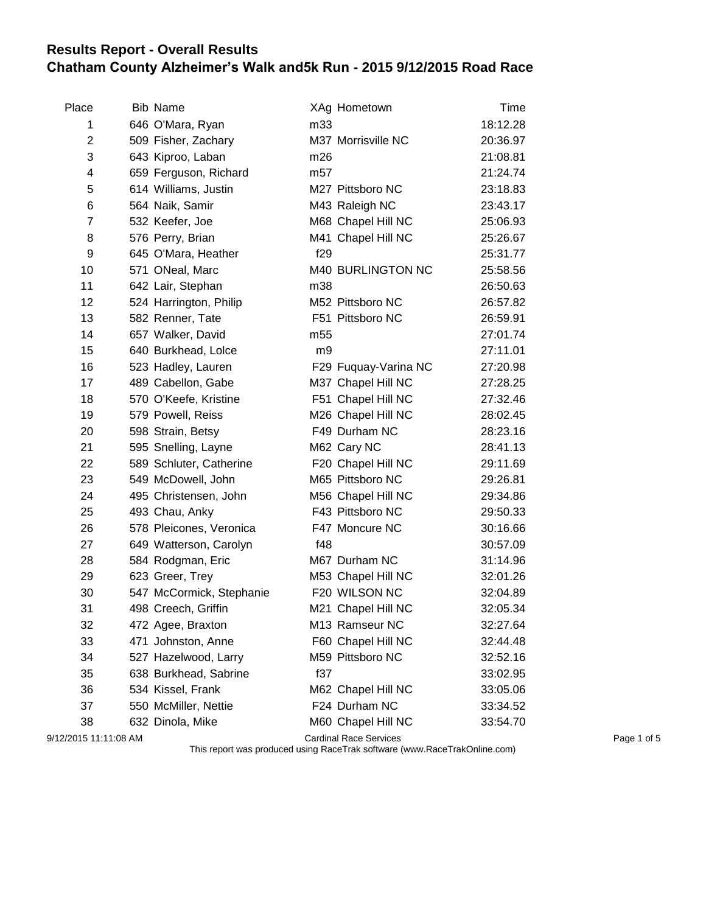# Results Report - Overall Results
## Chatham County Alzheimer's Walk and5k Run - 2015 9/12/2015 Road Race

| Place | Bib | Name | XAg | Hometown | Time |
|---|---|---|---|---|---|
| 1 | 646 | O'Mara, Ryan | m33 | | 18:12.28 |
| 2 | 509 | Fisher, Zachary | M37 | Morrisville NC | 20:36.97 |
| 3 | 643 | Kiproo, Laban | m26 | | 21:08.81 |
| 4 | 659 | Ferguson, Richard | m57 | | 21:24.74 |
| 5 | 614 | Williams, Justin | M27 | Pittsboro NC | 23:18.83 |
| 6 | 564 | Naik, Samir | M43 | Raleigh NC | 23:43.17 |
| 7 | 532 | Keefer, Joe | M68 | Chapel Hill NC | 25:06.93 |
| 8 | 576 | Perry, Brian | M41 | Chapel Hill NC | 25:26.67 |
| 9 | 645 | O'Mara, Heather | f29 | | 25:31.77 |
| 10 | 571 | ONeal, Marc | M40 | BURLINGTON NC | 25:58.56 |
| 11 | 642 | Lair, Stephan | m38 | | 26:50.63 |
| 12 | 524 | Harrington, Philip | M52 | Pittsboro NC | 26:57.82 |
| 13 | 582 | Renner, Tate | F51 | Pittsboro NC | 26:59.91 |
| 14 | 657 | Walker, David | m55 | | 27:01.74 |
| 15 | 640 | Burkhead, Lolce | m9 | | 27:11.01 |
| 16 | 523 | Hadley, Lauren | F29 | Fuquay-Varina NC | 27:20.98 |
| 17 | 489 | Cabellon, Gabe | M37 | Chapel Hill NC | 27:28.25 |
| 18 | 570 | O'Keefe, Kristine | F51 | Chapel Hill NC | 27:32.46 |
| 19 | 579 | Powell, Reiss | M26 | Chapel Hill NC | 28:02.45 |
| 20 | 598 | Strain, Betsy | F49 | Durham NC | 28:23.16 |
| 21 | 595 | Snelling, Layne | M62 | Cary NC | 28:41.13 |
| 22 | 589 | Schluter, Catherine | F20 | Chapel Hill NC | 29:11.69 |
| 23 | 549 | McDowell, John | M65 | Pittsboro NC | 29:26.81 |
| 24 | 495 | Christensen, John | M56 | Chapel Hill NC | 29:34.86 |
| 25 | 493 | Chau, Anky | F43 | Pittsboro NC | 29:50.33 |
| 26 | 578 | Pleicones, Veronica | F47 | Moncure NC | 30:16.66 |
| 27 | 649 | Watterson, Carolyn | f48 | | 30:57.09 |
| 28 | 584 | Rodgman, Eric | M67 | Durham NC | 31:14.96 |
| 29 | 623 | Greer, Trey | M53 | Chapel Hill NC | 32:01.26 |
| 30 | 547 | McCormick, Stephanie | F20 | WILSON NC | 32:04.89 |
| 31 | 498 | Creech, Griffin | M21 | Chapel Hill NC | 32:05.34 |
| 32 | 472 | Agee, Braxton | M13 | Ramseur NC | 32:27.64 |
| 33 | 471 | Johnston, Anne | F60 | Chapel Hill NC | 32:44.48 |
| 34 | 527 | Hazelwood, Larry | M59 | Pittsboro NC | 32:52.16 |
| 35 | 638 | Burkhead, Sabrine | f37 | | 33:02.95 |
| 36 | 534 | Kissel, Frank | M62 | Chapel Hill NC | 33:05.06 |
| 37 | 550 | McMiller, Nettie | F24 | Durham NC | 33:34.52 |
| 38 | 632 | Dinola, Mike | M60 | Chapel Hill NC | 33:54.70 |

9/12/2015 11:11:08 AM Cardinal Race Services

This report was produced using RaceTrak software (www.RaceTrakOnline.com)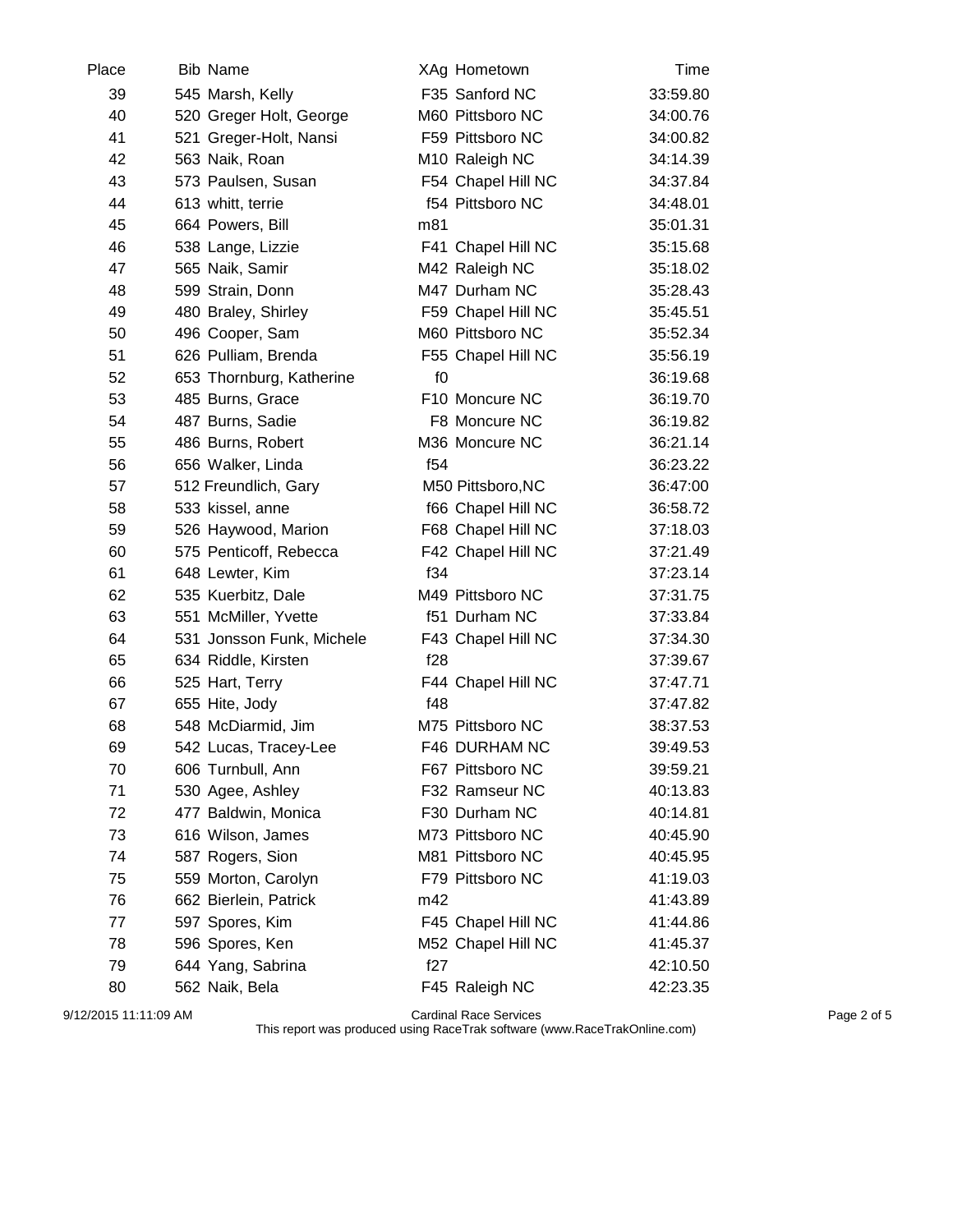| Place | Bib | Name | XAg | Hometown | Time |
|---|---|---|---|---|---|
| 39 | 545 | Marsh, Kelly | F35 | Sanford NC | 33:59.80 |
| 40 | 520 | Greger Holt, George | M60 | Pittsboro NC | 34:00.76 |
| 41 | 521 | Greger-Holt, Nansi | F59 | Pittsboro NC | 34:00.82 |
| 42 | 563 | Naik, Roan | M10 | Raleigh NC | 34:14.39 |
| 43 | 573 | Paulsen, Susan | F54 | Chapel Hill NC | 34:37.84 |
| 44 | 613 | whitt, terrie | f54 | Pittsboro NC | 34:48.01 |
| 45 | 664 | Powers, Bill | m81 | | 35:01.31 |
| 46 | 538 | Lange, Lizzie | F41 | Chapel Hill NC | 35:15.68 |
| 47 | 565 | Naik, Samir | M42 | Raleigh NC | 35:18.02 |
| 48 | 599 | Strain, Donn | M47 | Durham NC | 35:28.43 |
| 49 | 480 | Braley, Shirley | F59 | Chapel Hill NC | 35:45.51 |
| 50 | 496 | Cooper, Sam | M60 | Pittsboro NC | 35:52.34 |
| 51 | 626 | Pulliam, Brenda | F55 | Chapel Hill NC | 35:56.19 |
| 52 | 653 | Thornburg, Katherine | f0 | | 36:19.68 |
| 53 | 485 | Burns, Grace | F10 | Moncure NC | 36:19.70 |
| 54 | 487 | Burns, Sadie | F8 | Moncure NC | 36:19.82 |
| 55 | 486 | Burns, Robert | M36 | Moncure NC | 36:21.14 |
| 56 | 656 | Walker, Linda | f54 | | 36:23.22 |
| 57 | 512 | Freundlich, Gary | M50 | Pittsboro,NC | 36:47:00 |
| 58 | 533 | kissel, anne | f66 | Chapel Hill NC | 36:58.72 |
| 59 | 526 | Haywood, Marion | F68 | Chapel Hill NC | 37:18.03 |
| 60 | 575 | Penticoff, Rebecca | F42 | Chapel Hill NC | 37:21.49 |
| 61 | 648 | Lewter, Kim | f34 | | 37:23.14 |
| 62 | 535 | Kuerbitz, Dale | M49 | Pittsboro NC | 37:31.75 |
| 63 | 551 | McMiller, Yvette | f51 | Durham NC | 37:33.84 |
| 64 | 531 | Jonsson Funk, Michele | F43 | Chapel Hill NC | 37:34.30 |
| 65 | 634 | Riddle, Kirsten | f28 | | 37:39.67 |
| 66 | 525 | Hart, Terry | F44 | Chapel Hill NC | 37:47.71 |
| 67 | 655 | Hite, Jody | f48 | | 37:47.82 |
| 68 | 548 | McDiarmid, Jim | M75 | Pittsboro NC | 38:37.53 |
| 69 | 542 | Lucas, Tracey-Lee | F46 | DURHAM NC | 39:49.53 |
| 70 | 606 | Turnbull, Ann | F67 | Pittsboro NC | 39:59.21 |
| 71 | 530 | Agee, Ashley | F32 | Ramseur NC | 40:13.83 |
| 72 | 477 | Baldwin, Monica | F30 | Durham NC | 40:14.81 |
| 73 | 616 | Wilson, James | M73 | Pittsboro NC | 40:45.90 |
| 74 | 587 | Rogers, Sion | M81 | Pittsboro NC | 40:45.95 |
| 75 | 559 | Morton, Carolyn | F79 | Pittsboro NC | 41:19.03 |
| 76 | 662 | Bierlein, Patrick | m42 | | 41:43.89 |
| 77 | 597 | Spores, Kim | F45 | Chapel Hill NC | 41:44.86 |
| 78 | 596 | Spores, Ken | M52 | Chapel Hill NC | 41:45.37 |
| 79 | 644 | Yang, Sabrina | f27 | | 42:10.50 |
| 80 | 562 | Naik, Bela | F45 | Raleigh NC | 42:23.35 |

9/12/2015 11:11:09 AM Cardinal Race Services
This report was produced using RaceTrak software (www.RaceTrakOnline.com)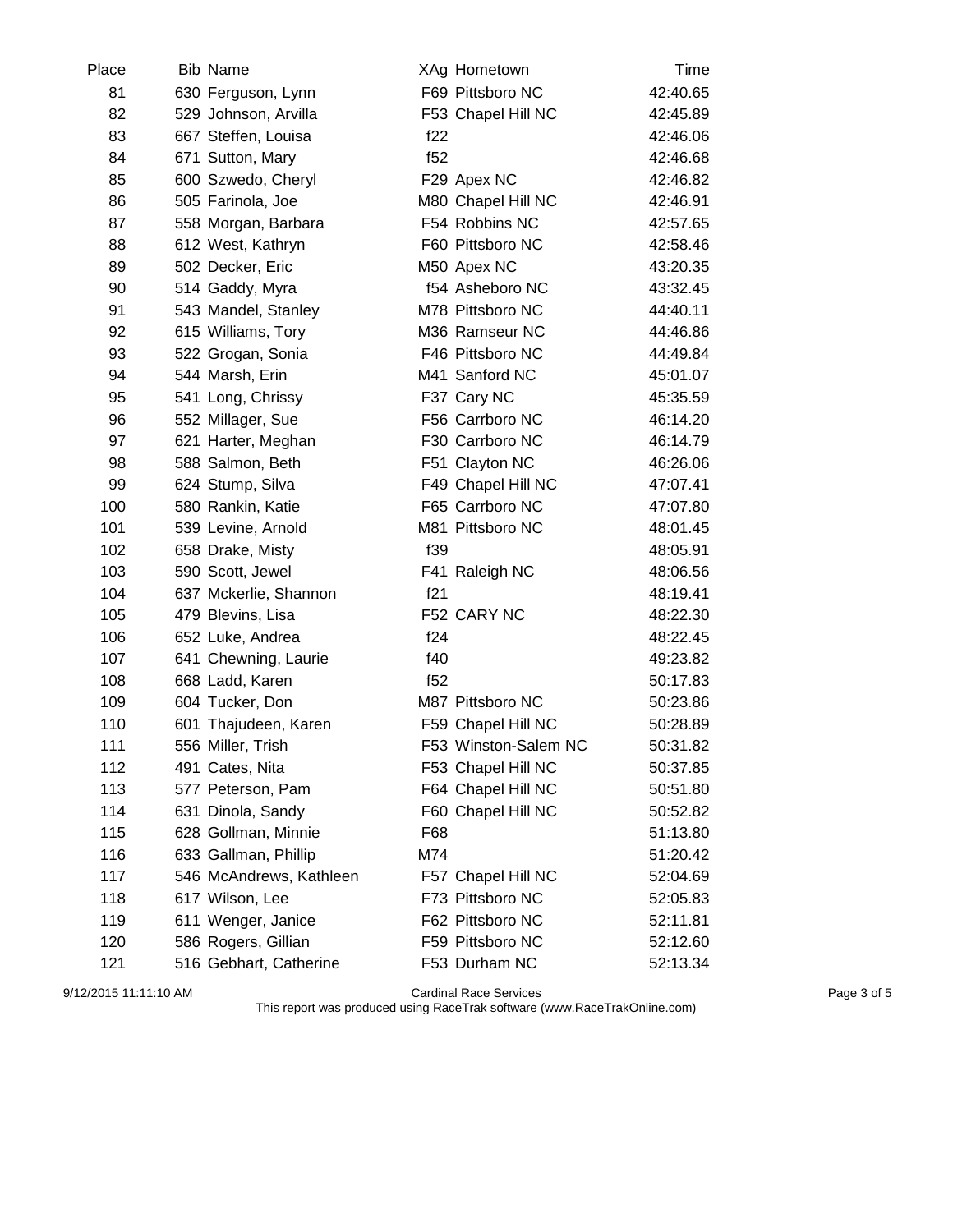| Place | Bib | Name | XAg | Hometown | Time |
|---|---|---|---|---|---|
| 81 | 630 | Ferguson, Lynn | F69 | Pittsboro NC | 42:40.65 |
| 82 | 529 | Johnson, Arvilla | F53 | Chapel Hill NC | 42:45.89 |
| 83 | 667 | Steffen, Louisa | f22 | | 42:46.06 |
| 84 | 671 | Sutton, Mary | f52 | | 42:46.68 |
| 85 | 600 | Szwedo, Cheryl | F29 | Apex NC | 42:46.82 |
| 86 | 505 | Farinola, Joe | M80 | Chapel Hill NC | 42:46.91 |
| 87 | 558 | Morgan, Barbara | F54 | Robbins NC | 42:57.65 |
| 88 | 612 | West, Kathryn | F60 | Pittsboro NC | 42:58.46 |
| 89 | 502 | Decker, Eric | M50 | Apex NC | 43:20.35 |
| 90 | 514 | Gaddy, Myra | f54 | Asheboro NC | 43:32.45 |
| 91 | 543 | Mandel, Stanley | M78 | Pittsboro NC | 44:40.11 |
| 92 | 615 | Williams, Tory | M36 | Ramseur NC | 44:46.86 |
| 93 | 522 | Grogan, Sonia | F46 | Pittsboro NC | 44:49.84 |
| 94 | 544 | Marsh, Erin | M41 | Sanford NC | 45:01.07 |
| 95 | 541 | Long, Chrissy | F37 | Cary NC | 45:35.59 |
| 96 | 552 | Millager, Sue | F56 | Carrboro NC | 46:14.20 |
| 97 | 621 | Harter, Meghan | F30 | Carrboro NC | 46:14.79 |
| 98 | 588 | Salmon, Beth | F51 | Clayton NC | 46:26.06 |
| 99 | 624 | Stump, Silva | F49 | Chapel Hill NC | 47:07.41 |
| 100 | 580 | Rankin, Katie | F65 | Carrboro NC | 47:07.80 |
| 101 | 539 | Levine, Arnold | M81 | Pittsboro NC | 48:01.45 |
| 102 | 658 | Drake, Misty | f39 | | 48:05.91 |
| 103 | 590 | Scott, Jewel | F41 | Raleigh NC | 48:06.56 |
| 104 | 637 | Mckerlie, Shannon | f21 | | 48:19.41 |
| 105 | 479 | Blevins, Lisa | F52 | CARY NC | 48:22.30 |
| 106 | 652 | Luke, Andrea | f24 | | 48:22.45 |
| 107 | 641 | Chewning, Laurie | f40 | | 49:23.82 |
| 108 | 668 | Ladd, Karen | f52 | | 50:17.83 |
| 109 | 604 | Tucker, Don | M87 | Pittsboro NC | 50:23.86 |
| 110 | 601 | Thajudeen, Karen | F59 | Chapel Hill NC | 50:28.89 |
| 111 | 556 | Miller, Trish | F53 | Winston-Salem NC | 50:31.82 |
| 112 | 491 | Cates, Nita | F53 | Chapel Hill NC | 50:37.85 |
| 113 | 577 | Peterson, Pam | F64 | Chapel Hill NC | 50:51.80 |
| 114 | 631 | Dinola, Sandy | F60 | Chapel Hill NC | 50:52.82 |
| 115 | 628 | Gollman, Minnie | F68 | | 51:13.80 |
| 116 | 633 | Gallman, Phillip | M74 | | 51:20.42 |
| 117 | 546 | McAndrews, Kathleen | F57 | Chapel Hill NC | 52:04.69 |
| 118 | 617 | Wilson, Lee | F73 | Pittsboro NC | 52:05.83 |
| 119 | 611 | Wenger, Janice | F62 | Pittsboro NC | 52:11.81 |
| 120 | 586 | Rogers, Gillian | F59 | Pittsboro NC | 52:12.60 |
| 121 | 516 | Gebhart, Catherine | F53 | Durham NC | 52:13.34 |

9/12/2015 11:11:10 AM Cardinal Race Services
This report was produced using RaceTrak software (www.RaceTrakOnline.com)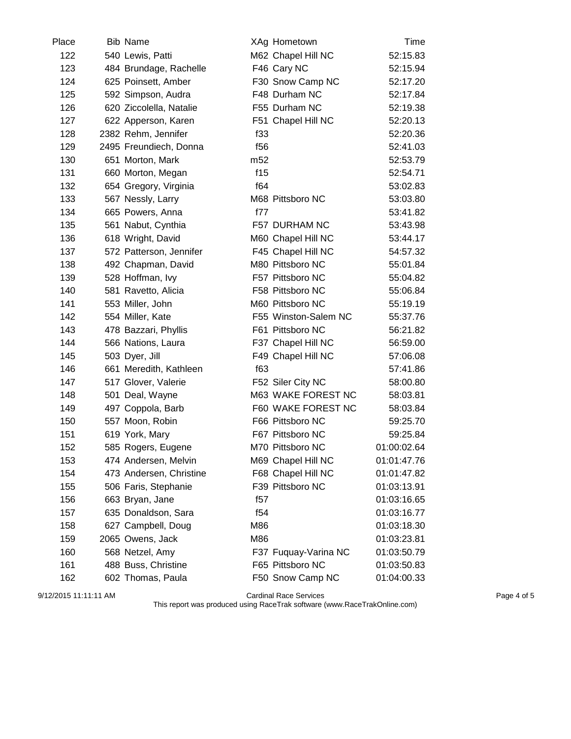| Place | Bib | Name | XAg | Hometown | Time |
|---|---|---|---|---|---|
| 122 | 540 | Lewis, Patti | M62 | Chapel Hill NC | 52:15.83 |
| 123 | 484 | Brundage, Rachelle | F46 | Cary NC | 52:15.94 |
| 124 | 625 | Poinsett, Amber | F30 | Snow Camp NC | 52:17.20 |
| 125 | 592 | Simpson, Audra | F48 | Durham NC | 52:17.84 |
| 126 | 620 | Ziccolella, Natalie | F55 | Durham NC | 52:19.38 |
| 127 | 622 | Apperson, Karen | F51 | Chapel Hill NC | 52:20.13 |
| 128 | 2382 | Rehm, Jennifer | f33 | | 52:20.36 |
| 129 | 2495 | Freundiech, Donna | f56 | | 52:41.03 |
| 130 | 651 | Morton, Mark | m52 | | 52:53.79 |
| 131 | 660 | Morton, Megan | f15 | | 52:54.71 |
| 132 | 654 | Gregory, Virginia | f64 | | 53:02.83 |
| 133 | 567 | Nessly, Larry | M68 | Pittsboro NC | 53:03.80 |
| 134 | 665 | Powers, Anna | f77 | | 53:41.82 |
| 135 | 561 | Nabut, Cynthia | F57 | DURHAM NC | 53:43.98 |
| 136 | 618 | Wright, David | M60 | Chapel Hill NC | 53:44.17 |
| 137 | 572 | Patterson, Jennifer | F45 | Chapel Hill NC | 54:57.32 |
| 138 | 492 | Chapman, David | M80 | Pittsboro NC | 55:01.84 |
| 139 | 528 | Hoffman, Ivy | F57 | Pittsboro NC | 55:04.82 |
| 140 | 581 | Ravetto, Alicia | F58 | Pittsboro NC | 55:06.84 |
| 141 | 553 | Miller, John | M60 | Pittsboro NC | 55:19.19 |
| 142 | 554 | Miller, Kate | F55 | Winston-Salem NC | 55:37.76 |
| 143 | 478 | Bazzari, Phyllis | F61 | Pittsboro NC | 56:21.82 |
| 144 | 566 | Nations, Laura | F37 | Chapel Hill NC | 56:59.00 |
| 145 | 503 | Dyer, Jill | F49 | Chapel Hill NC | 57:06.08 |
| 146 | 661 | Meredith, Kathleen | f63 | | 57:41.86 |
| 147 | 517 | Glover, Valerie | F52 | Siler City NC | 58:00.80 |
| 148 | 501 | Deal, Wayne | M63 | WAKE FOREST NC | 58:03.81 |
| 149 | 497 | Coppola, Barb | F60 | WAKE FOREST NC | 58:03.84 |
| 150 | 557 | Moon, Robin | F66 | Pittsboro NC | 59:25.70 |
| 151 | 619 | York, Mary | F67 | Pittsboro NC | 59:25.84 |
| 152 | 585 | Rogers, Eugene | M70 | Pittsboro NC | 01:00:02.64 |
| 153 | 474 | Andersen, Melvin | M69 | Chapel Hill NC | 01:01:47.76 |
| 154 | 473 | Andersen, Christine | F68 | Chapel Hill NC | 01:01:47.82 |
| 155 | 506 | Faris, Stephanie | F39 | Pittsboro NC | 01:03:13.91 |
| 156 | 663 | Bryan, Jane | f57 | | 01:03:16.65 |
| 157 | 635 | Donaldson, Sara | f54 | | 01:03:16.77 |
| 158 | 627 | Campbell, Doug | M86 | | 01:03:18.30 |
| 159 | 2065 | Owens, Jack | M86 | | 01:03:23.81 |
| 160 | 568 | Netzel, Amy | F37 | Fuquay-Varina NC | 01:03:50.79 |
| 161 | 488 | Buss, Christine | F65 | Pittsboro NC | 01:03:50.83 |
| 162 | 602 | Thomas, Paula | F50 | Snow Camp NC | 01:04:00.33 |

9/12/2015 11:11:11 AM Cardinal Race Services

This report was produced using RaceTrak software (www.RaceTrakOnline.com)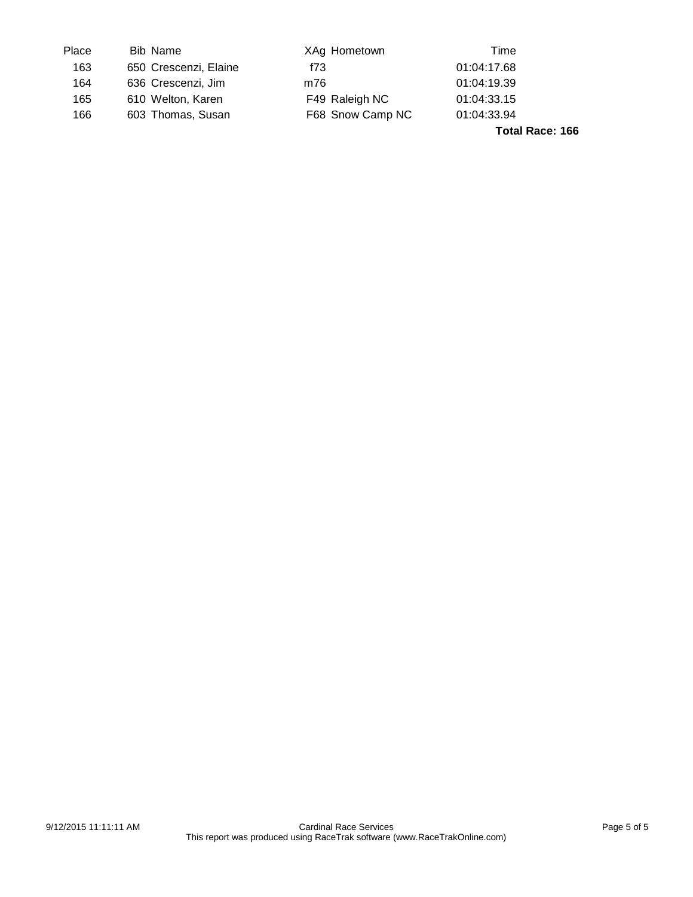| Place | Bib | Name | XAg | Hometown | Time |
|---|---|---|---|---|---|
| 163 | 650 | Crescenzi, Elaine | f73 | | 01:04:17.68 |
| 164 | 636 | Crescenzi, Jim | m76 | | 01:04:19.39 |
| 165 | 610 | Welton, Karen | F49 | Raleigh NC | 01:04:33.15 |
| 166 | 603 | Thomas, Susan | F68 | Snow Camp NC | 01:04:33.94 |

**Total Race: 166**